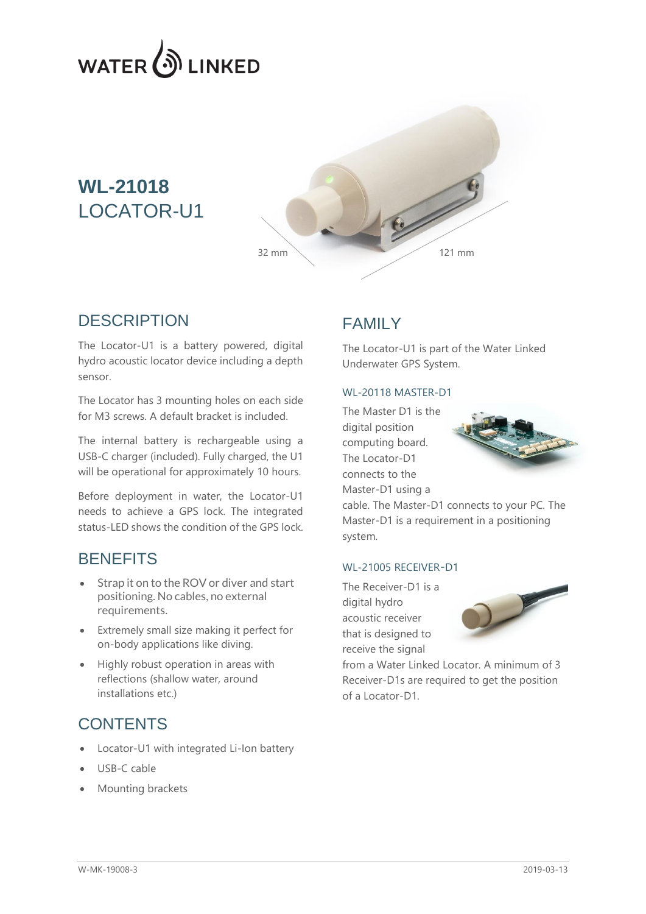WATER LINKED

# WL-21018
LOCATOR-U1

32 mm

121 mm

## DESCRIPTION

The Locator-U1 is a battery powered, digital hydro acoustic locator device including a depth sensor.

The Locator has 3 mounting holes on each side for M3 screws. A default bracket is included.

The internal battery is rechargeable using a USB-C charger (included). Fully charged, the U1 will be operational for approximately 10 hours.

Before deployment in water, the Locator-U1 needs to achieve a GPS lock. The integrated status-LED shows the condition of the GPS lock.

## BENEFITS

- Strap it on to the ROV or diver and start positioning. No cables, no external requirements.
- Extremely small size making it perfect for on-body applications like diving.
- Highly robust operation in areas with reflections (shallow water, around installations etc.)

## CONTENTS

- Locator-U1 with integrated Li-Ion battery
- USB-C cable
- Mounting brackets

## FAMILY

The Locator-U1 is part of the Water Linked Underwater GPS System.

### WL-20118 MASTER-D1

The Master D1 is the digital position computing board. The Locator-D1 connects to the Master-D1 using a cable. The Master-D1 connects to your PC. The Master-D1 is a requirement in a positioning system.

### WL-21005 RECEIVER-D1

The Receiver-D1 is a digital hydro acoustic receiver that is designed to receive the signal from a Water Linked Locator. A minimum of 3 Receiver-D1s are required to get the position of a Locator-D1.

W-MK-19008-3 2019-03-13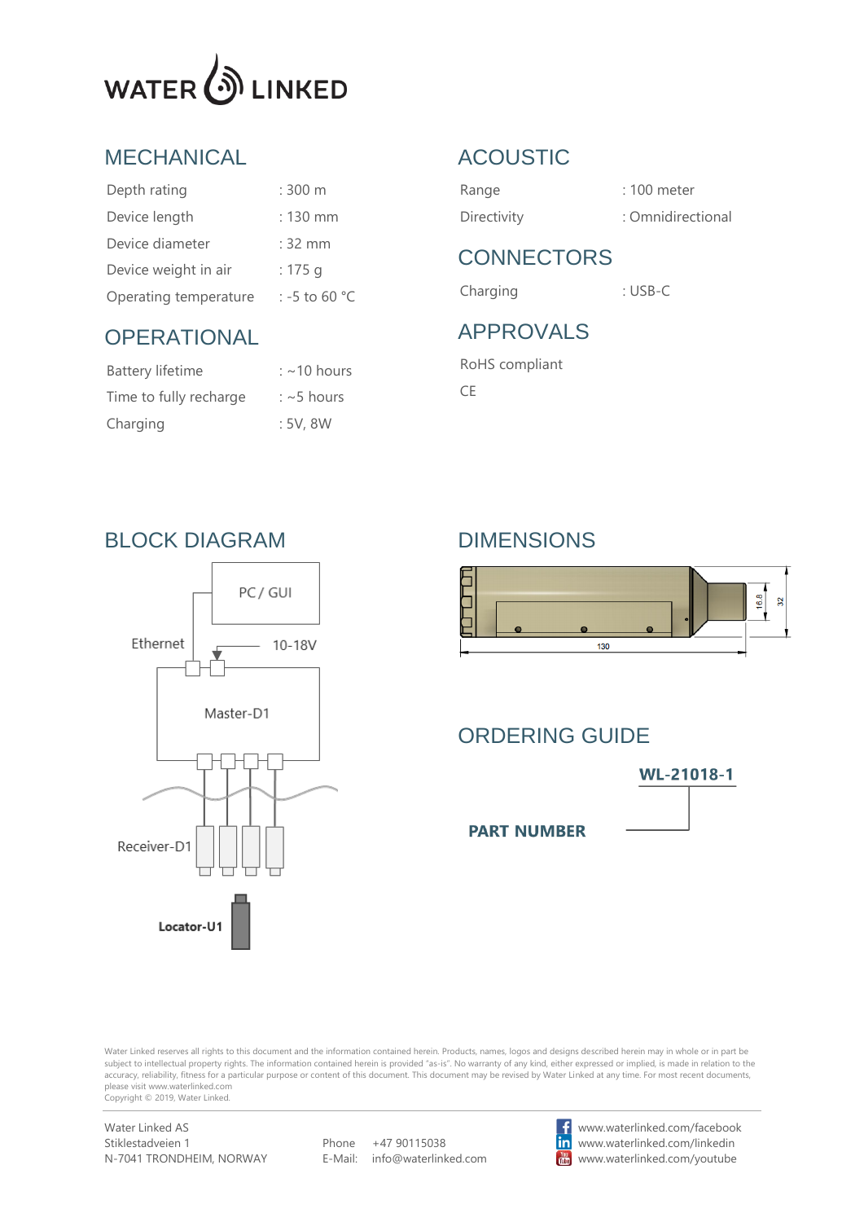WATER LINKED

## MECHANICAL

| | |
|---|---|
| Depth rating | : 300 m |
| Device length | : 130 mm |
| Device diameter | : 32 mm |
| Device weight in air | : 175 g |
| Operating temperature | : -5 to 60 °C |

## OPERATIONAL

| | |
|---|---|
| Battery lifetime | : ~10 hours |
| Time to fully recharge | : ~5 hours |
| Charging | : 5V, 8W |

## ACOUSTIC

| | |
|---|---|
| Range | : 100 meter |
| Directivity | : Omnidirectional |

## CONNECTORS

| | |
|---|---|
| Charging | : USB-C |

## APPROVALS

RoHS compliant

CE

## BLOCK DIAGRAM

PC / GUI

Ethernet

10-18V

Master-D1

Receiver-D1

Locator-U1

## DIMENSIONS

16.8

32

130

## ORDERING GUIDE

**WL-21018-1**

**PART NUMBER**

Water Linked reserves all rights to this document and the information contained herein. Products, names, logos and designs described herein may in whole or in part be subject to intellectual property rights. The information contained herein is provided "as-is". No warranty of any kind, either expressed or implied, is made in relation to the accuracy, reliability, fitness for a particular purpose or content of this document. This document may be revised by Water Linked at any time. For most recent documents, please visit www.waterlinked.com
Copyright © 2019, Water Linked.

Water Linked AS
Stiklestadveien 1
N-7041 TRONDHEIM, NORWAY

Phone +47 90115038
E-Mail: info@waterlinked.com

www.waterlinked.com/facebook
www.waterlinked.com/linkedin
www.waterlinked.com/youtube